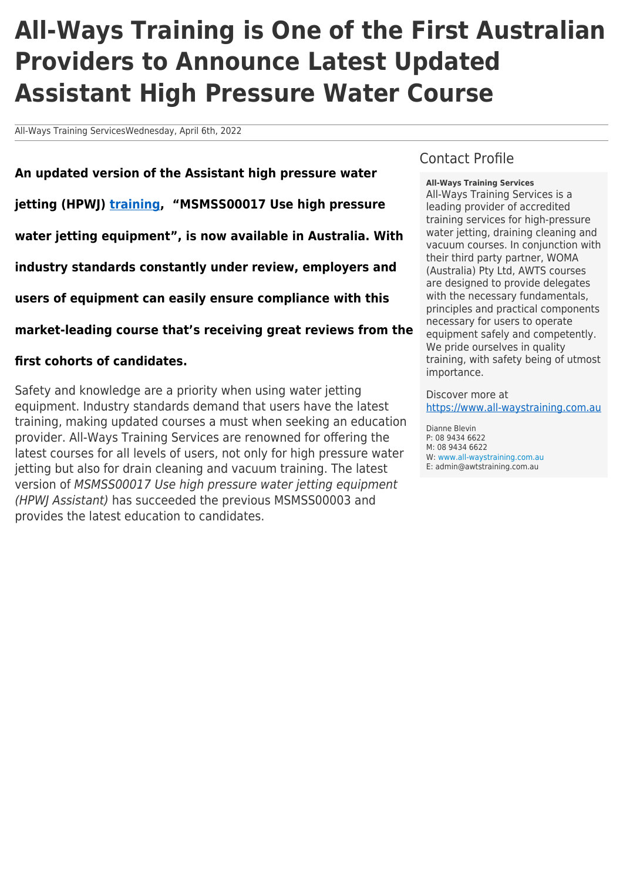# All-Ways Training is One of the First Australian Providers to Announce Latest Updated Assistant High Pressure Water Course

All-Ways Training ServicesWednesday, April 6th, 2022

**An updated version of the Assistant high pressure water jetting (HPWJ) training, "MSMSS00017 Use high pressure water jetting equipment", is now available in Australia. With industry standards constantly under review, employers and users of equipment can easily ensure compliance with this market-leading course that's receiving great reviews from the first cohorts of candidates.**

Safety and knowledge are a priority when using water jetting equipment. Industry standards demand that users have the latest training, making updated courses a must when seeking an education provider. All-Ways Training Services are renowned for offering the latest courses for all levels of users, not only for high pressure water jetting but also for drain cleaning and vacuum training. The latest version of *MSMSS00017 Use high pressure water jetting equipment (HPWJ Assistant)* has succeeded the previous MSMSS00003 and provides the latest education to candidates.

## Contact Profile

**All-Ways Training Services**

All-Ways Training Services is a leading provider of accredited training services for high-pressure water jetting, draining cleaning and vacuum courses. In conjunction with their third party partner, WOMA (Australia) Pty Ltd, AWTS courses are designed to provide delegates with the necessary fundamentals, principles and practical components necessary for users to operate equipment safely and competently. We pride ourselves in quality training, with safety being of utmost importance.

Discover more at https://www.all-waystraining.com.au

Dianne Blevin
P: 08 9434 6622
M: 08 9434 6622
W: www.all-waystraining.com.au
E: admin@awtstraining.com.au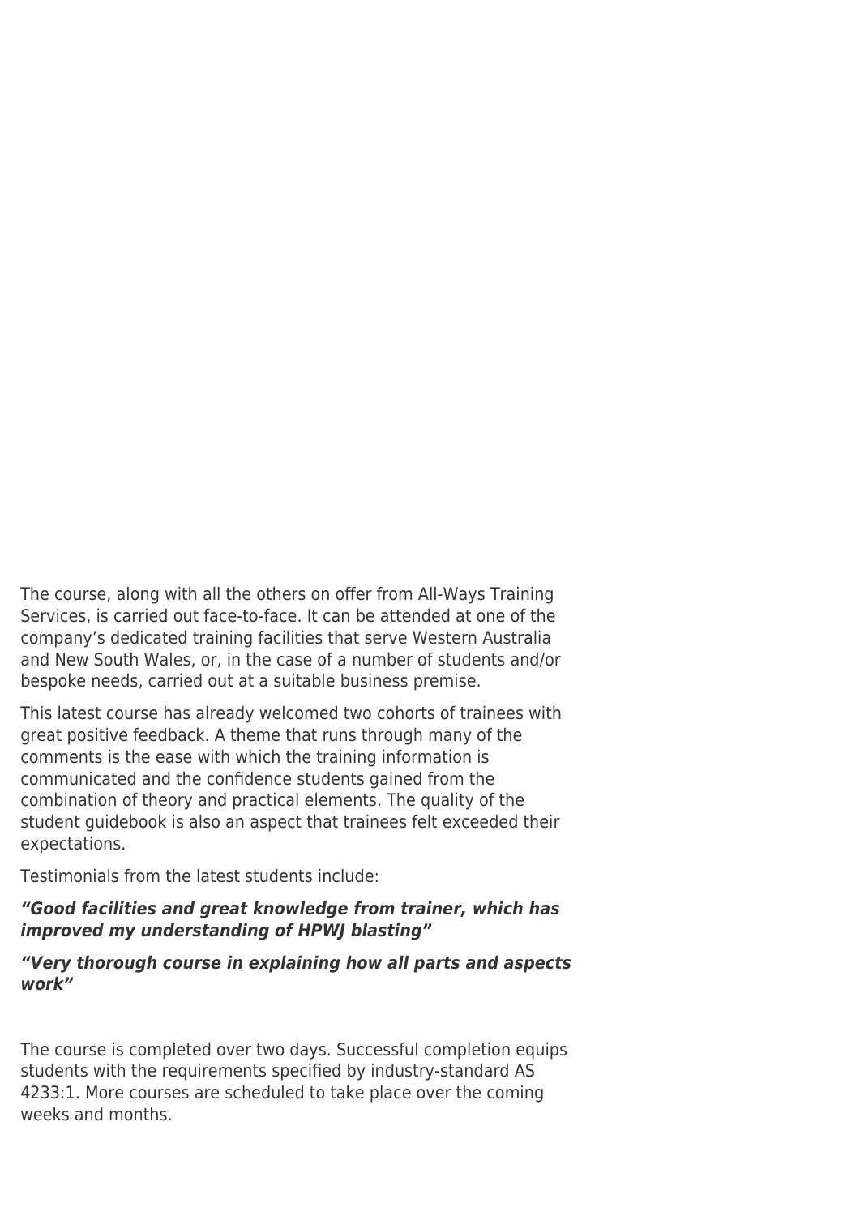The course, along with all the others on offer from All-Ways Training Services, is carried out face-to-face. It can be attended at one of the company's dedicated training facilities that serve Western Australia and New South Wales, or, in the case of a number of students and/or bespoke needs, carried out at a suitable business premise.

This latest course has already welcomed two cohorts of trainees with great positive feedback. A theme that runs through many of the comments is the ease with which the training information is communicated and the confidence students gained from the combination of theory and practical elements. The quality of the student guidebook is also an aspect that trainees felt exceeded their expectations.

Testimonials from the latest students include:

***"Good facilities and great knowledge from trainer, which has improved my understanding of HPWJ blasting"***

***"Very thorough course in explaining how all parts and aspects work"***

The course is completed over two days. Successful completion equips students with the requirements specified by industry-standard AS 4233:1. More courses are scheduled to take place over the coming weeks and months.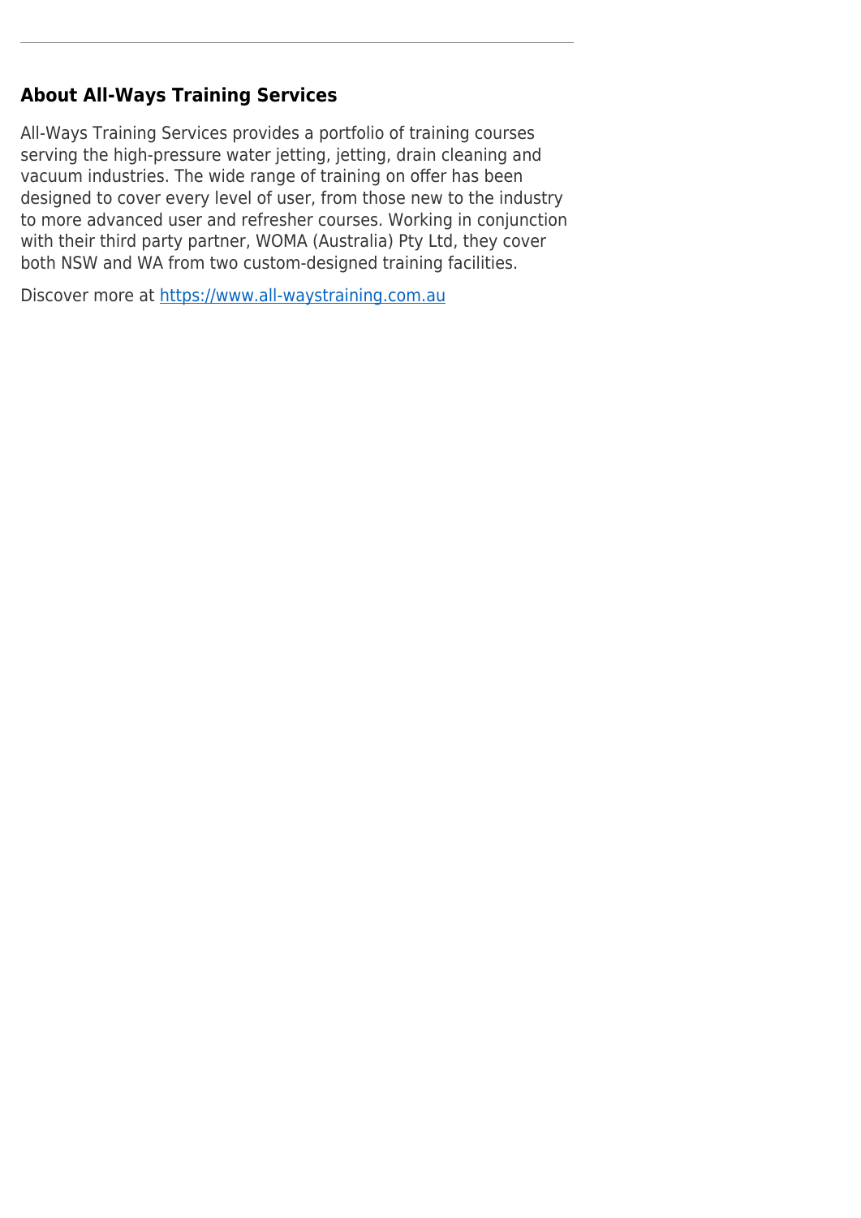---

## About All-Ways Training Services

All-Ways Training Services provides a portfolio of training courses serving the high-pressure water jetting, jetting, drain cleaning and vacuum industries. The wide range of training on offer has been designed to cover every level of user, from those new to the industry to more advanced user and refresher courses. Working in conjunction with their third party partner, WOMA (Australia) Pty Ltd, they cover both NSW and WA from two custom-designed training facilities.

Discover more at [https://www.all-waystraining.com.au](https://www.all-waystraining.com.au)